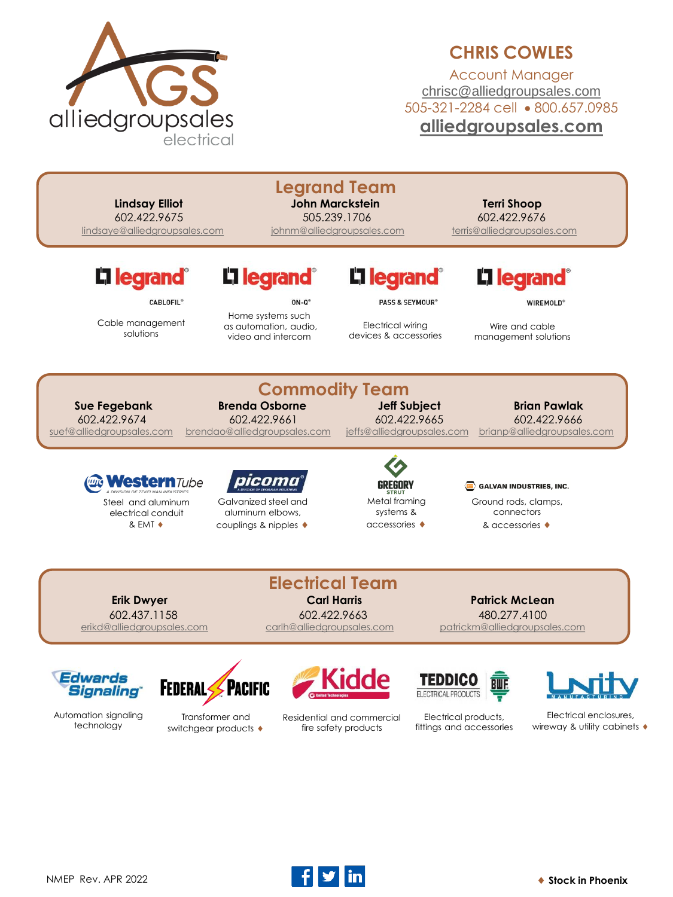alliedgroupsales electrical

## CHRIS COWLES

Account Manager
chrisc@alliedgroupsales.com
505-321-2284 cell • 800.657.0985
**alliedgroupsales.com**

## Legrand Team

| Lindsay Elliot | John Marckstein | Terri Shoop |
|---|---|---|
| 602.422.9675 | 505.239.1706 | 602.422.9676 |
| lindsaye@alliedgroupsales.com | johnm@alliedgroupsales.com | terris@alliedgroupsales.com |

**legrand CABLOFIL®** – Cable management solutions

**legrand ON-Q®** – Home systems such as automation, audio, video and intercom

**legrand PASS & SEYMOUR®** – Electrical wiring devices & accessories

**legrand WIREMOLD®** – Wire and cable management solutions

## Commodity Team

| Sue Fegebank | Brenda Osborne | Jeff Subject | Brian Pawlak |
|---|---|---|---|
| 602.422.9674 | 602.422.9661 | 602.422.9665 | 602.422.9666 |
| suef@alliedgroupsales.com | brendao@alliedgroupsales.com | jeffs@alliedgroupsales.com | brianp@alliedgroupsales.com |

**Western Tube** (A Division of Zekelman Industries) – Steel and aluminum electrical conduit & EMT ♦

**picoma** (A Division of Zekelman Industries) – Galvanized steel and aluminum elbows, couplings & nipples ♦

**Gregory Strut** – Metal framing systems & accessories ♦

**Galvan Industries, Inc.** – Ground rods, clamps, connectors & accessories ♦

## Electrical Team

| Erik Dwyer | Carl Harris | Patrick McLean |
|---|---|---|
| 602.437.1158 | 602.422.9663 | 480.277.4100 |
| erikd@alliedgroupsales.com | carlh@alliedgroupsales.com | patrickm@alliedgroupsales.com |

**Edwards Signaling** – Automation signaling technology

**Federal Pacific** – Transformer and switchgear products ♦

**Kidde** (United Technologies) – Residential and commercial fire safety products

**TEDDICO Electrical Products / BWF** – Electrical products, fittings and accessories

**Unity Manufacturing** – Electrical enclosures, wireway & utility cabinets ♦

NMEP Rev. APR 2022

♦ **Stock in Phoenix**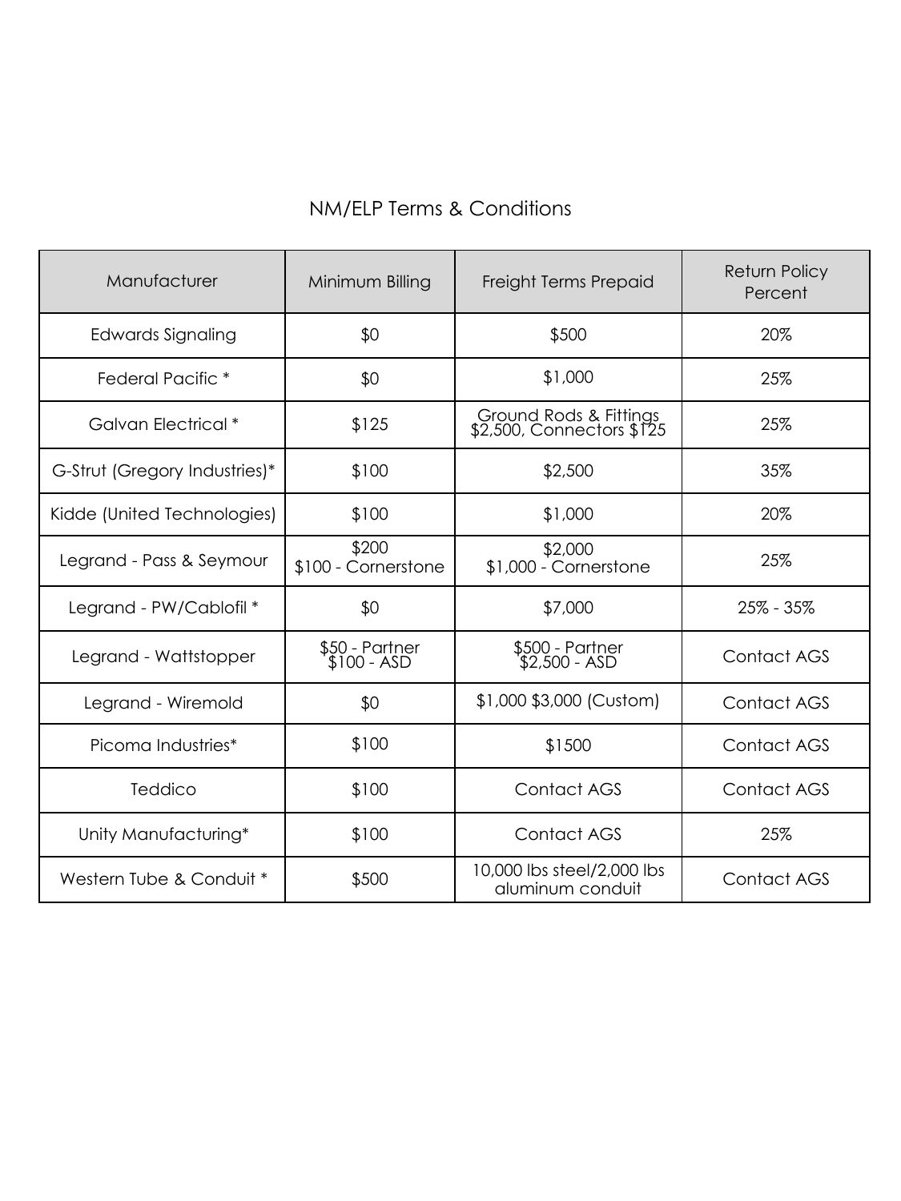# NM/ELP Terms & Conditions

| Manufacturer | Minimum Billing | Freight Terms Prepaid | Return Policy Percent |
|---|---|---|---|
| Edwards Signaling | $0 | $500 | 20% |
| Federal Pacific * | $0 | $1,000 | 25% |
| Galvan Electrical * | $125 | Ground Rods & Fittings $2,500, Connectors $125 | 25% |
| G-Strut (Gregory Industries)* | $100 | $2,500 | 35% |
| Kidde (United Technologies) | $100 | $1,000 | 20% |
| Legrand - Pass & Seymour | $200<br>$100 - Cornerstone | $2,000<br>$1,000 - Cornerstone | 25% |
| Legrand - PW/Cablofil * | $0 | $7,000 | 25% - 35% |
| Legrand - Wattstopper | $50 - Partner<br>$100 - ASD | $500 - Partner<br>$2,500 - ASD | Contact AGS |
| Legrand - Wiremold | $0 | $1,000 $3,000 (Custom) | Contact AGS |
| Picoma Industries* | $100 | $1500 | Contact AGS |
| Teddico | $100 | Contact AGS | Contact AGS |
| Unity Manufacturing* | $100 | Contact AGS | 25% |
| Western Tube & Conduit * | $500 | 10,000 lbs steel/2,000 lbs aluminum conduit | Contact AGS |